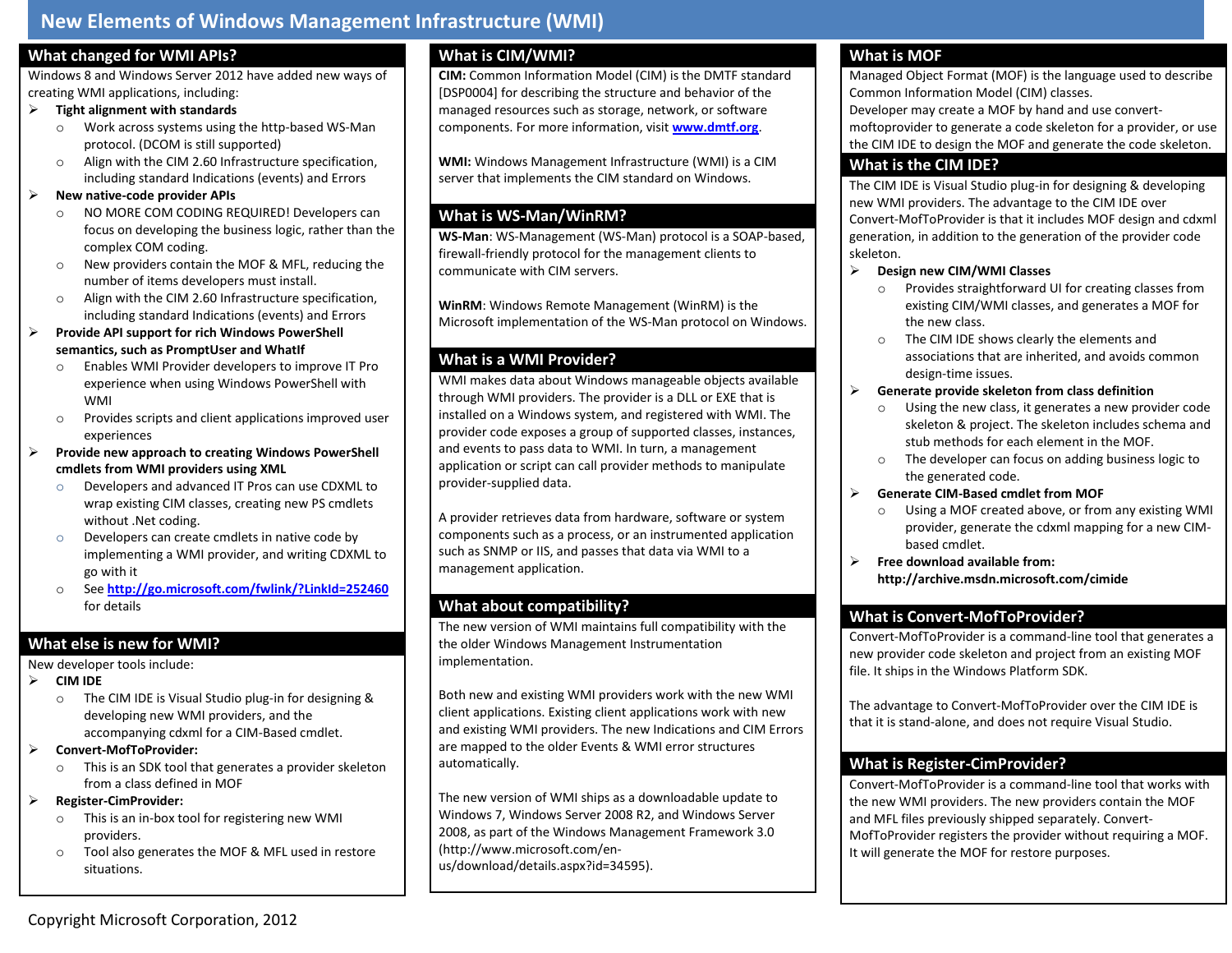# New Elements of Windows Management Infrastructure (WMI)

## What changed for WMI APIs?

Windows 8 and Windows Server 2012 have added new ways of creating WMI applications, including:

- **Tight alignment with standards**
  - Work across systems using the http-based WS-Man protocol. (DCOM is still supported)
  - Align with the CIM 2.60 Infrastructure specification, including standard Indications (events) and Errors
- **New native-code provider APIs**
  - NO MORE COM CODING REQUIRED! Developers can focus on developing the business logic, rather than the complex COM coding.
  - New providers contain the MOF & MFL, reducing the number of items developers must install.
  - Align with the CIM 2.60 Infrastructure specification, including standard Indications (events) and Errors
- **Provide API support for rich Windows PowerShell semantics, such as PromptUser and WhatIf**
  - Enables WMI Provider developers to improve IT Pro experience when using Windows PowerShell with WMI
  - Provides scripts and client applications improved user experiences
- **Provide new approach to creating Windows PowerShell cmdlets from WMI providers using XML**
  - Developers and advanced IT Pros can use CDXML to wrap existing CIM classes, creating new PS cmdlets without .Net coding.
  - Developers can create cmdlets in native code by implementing a WMI provider, and writing CDXML to go with it
  - See **http://go.microsoft.com/fwlink/?LinkId=252460** for details

## What else is new for WMI?

New developer tools include:

- **CIM IDE**
  - The CIM IDE is Visual Studio plug-in for designing & developing new WMI providers, and the accompanying cdxml for a CIM-Based cmdlet.
- **Convert-MofToProvider:**
  - This is an SDK tool that generates a provider skeleton from a class defined in MOF
- **Register-CimProvider:**
  - This is an in-box tool for registering new WMI providers.
  - Tool also generates the MOF & MFL used in restore situations.

## What is CIM/WMI?

**CIM:** Common Information Model (CIM) is the DMTF standard [DSP0004] for describing the structure and behavior of the managed resources such as storage, network, or software components. For more information, visit **www.dmtf.org**.

**WMI:** Windows Management Infrastructure (WMI) is a CIM server that implements the CIM standard on Windows.

## What is WS-Man/WinRM?

**WS-Man**: WS-Management (WS-Man) protocol is a SOAP-based, firewall-friendly protocol for the management clients to communicate with CIM servers.

**WinRM**: Windows Remote Management (WinRM) is the Microsoft implementation of the WS-Man protocol on Windows.

## What is a WMI Provider?

WMI makes data about Windows manageable objects available through WMI providers. The provider is a DLL or EXE that is installed on a Windows system, and registered with WMI. The provider code exposes a group of supported classes, instances, and events to pass data to WMI. In turn, a management application or script can call provider methods to manipulate provider-supplied data.

A provider retrieves data from hardware, software or system components such as a process, or an instrumented application such as SNMP or IIS, and passes that data via WMI to a management application.

## What about compatibility?

The new version of WMI maintains full compatibility with the the older Windows Management Instrumentation implementation.

Both new and existing WMI providers work with the new WMI client applications. Existing client applications work with new and existing WMI providers. The new Indications and CIM Errors are mapped to the older Events & WMI error structures automatically.

The new version of WMI ships as a downloadable update to Windows 7, Windows Server 2008 R2, and Windows Server 2008, as part of the Windows Management Framework 3.0 (http://www.microsoft.com/en-us/download/details.aspx?id=34595).

## What is MOF

Managed Object Format (MOF) is the language used to describe Common Information Model (CIM) classes.

Developer may create a MOF by hand and use convert-moftoprovider to generate a code skeleton for a provider, or use the CIM IDE to design the MOF and generate the code skeleton.

## What is the CIM IDE?

The CIM IDE is Visual Studio plug-in for designing & developing new WMI providers. The advantage to the CIM IDE over Convert-MofToProvider is that it includes MOF design and cdxml generation, in addition to the generation of the provider code skeleton.

- **Design new CIM/WMI Classes**
  - Provides straightforward UI for creating classes from existing CIM/WMI classes, and generates a MOF for the new class.
  - The CIM IDE shows clearly the elements and associations that are inherited, and avoids common design-time issues.
- **Generate provide skeleton from class definition**
  - Using the new class, it generates a new provider code skeleton & project. The skeleton includes schema and stub methods for each element in the MOF.
  - The developer can focus on adding business logic to the generated code.
- **Generate CIM-Based cmdlet from MOF**
  - Using a MOF created above, or from any existing WMI provider, generate the cdxml mapping for a new CIM-based cmdlet.
- **Free download available from: http://archive.msdn.microsoft.com/cimide**

## What is Convert-MofToProvider?

Convert-MofToProvider is a command-line tool that generates a new provider code skeleton and project from an existing MOF file. It ships in the Windows Platform SDK.

The advantage to Convert-MofToProvider over the CIM IDE is that it is stand-alone, and does not require Visual Studio.

## What is Register-CimProvider?

Convert-MofToProvider is a command-line tool that works with the new WMI providers. The new providers contain the MOF and MFL files previously shipped separately. Convert-MofToProvider registers the provider without requiring a MOF. It will generate the MOF for restore purposes.

Copyright Microsoft Corporation, 2012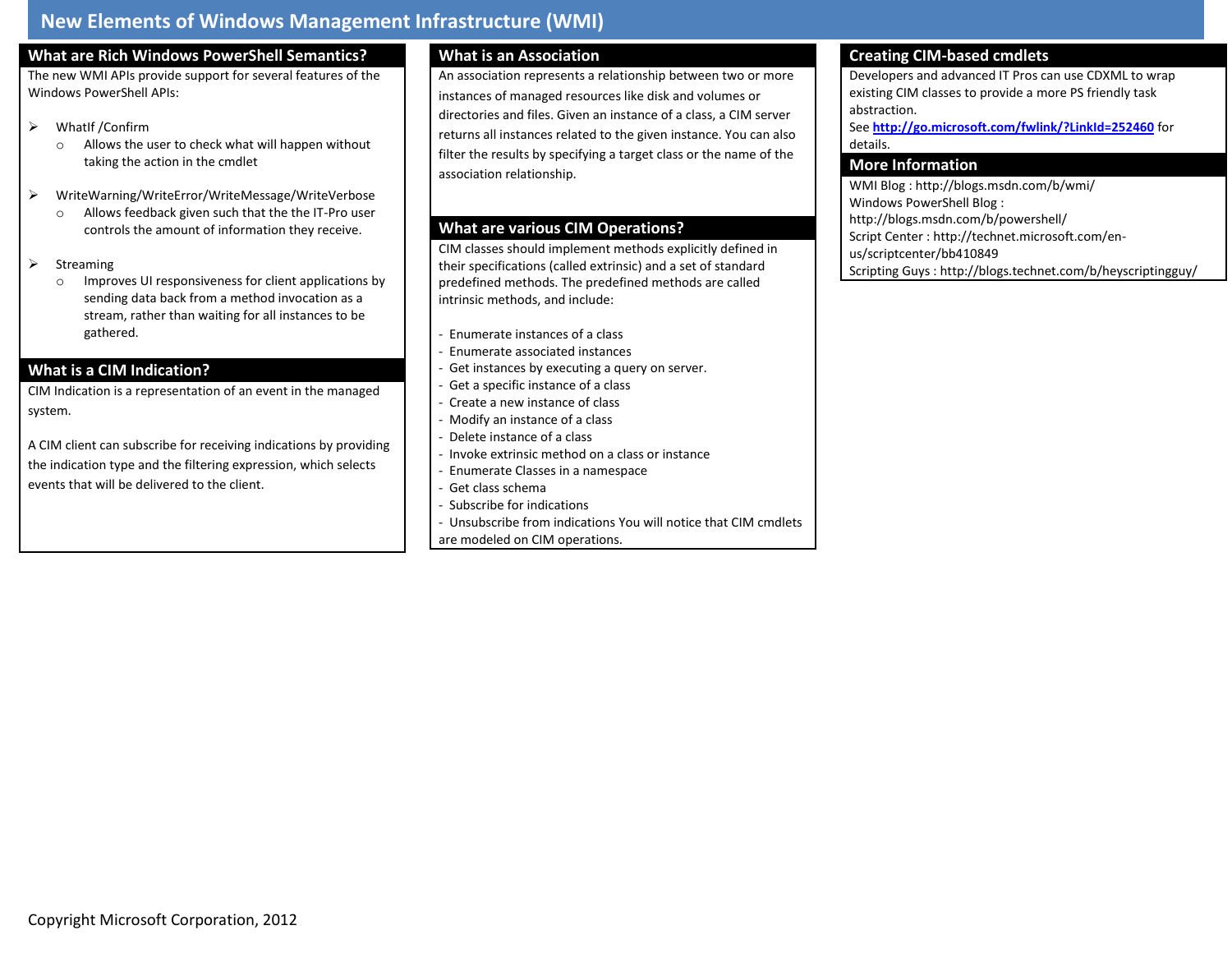# New Elements of Windows Management Infrastructure (WMI)

## What are Rich Windows PowerShell Semantics?

The new WMI APIs provide support for several features of the Windows PowerShell APIs:

- WhatIf /Confirm
  - Allows the user to check what will happen without taking the action in the cmdlet
- WriteWarning/WriteError/WriteMessage/WriteVerbose
  - Allows feedback given such that the the IT-Pro user controls the amount of information they receive.
- Streaming
  - Improves UI responsiveness for client applications by sending data back from a method invocation as a stream, rather than waiting for all instances to be gathered.

## What is a CIM Indication?

CIM Indication is a representation of an event in the managed system.

A CIM client can subscribe for receiving indications by providing the indication type and the filtering expression, which selects events that will be delivered to the client.

## What is an Association

An association represents a relationship between two or more instances of managed resources like disk and volumes or directories and files. Given an instance of a class, a CIM server returns all instances related to the given instance. You can also filter the results by specifying a target class or the name of the association relationship.

## What are various CIM Operations?

CIM classes should implement methods explicitly defined in their specifications (called extrinsic) and a set of standard predefined methods. The predefined methods are called intrinsic methods, and include:

- Enumerate instances of a class
- Enumerate associated instances
- Get instances by executing a query on server.
- Get a specific instance of a class
- Create a new instance of class
- Modify an instance of a class
- Delete instance of a class
- Invoke extrinsic method on a class or instance
- Enumerate Classes in a namespace
- Get class schema
- Subscribe for indications
- Unsubscribe from indications You will notice that CIM cmdlets are modeled on CIM operations.

## Creating CIM-based cmdlets

Developers and advanced IT Pros can use CDXML to wrap existing CIM classes to provide a more PS friendly task abstraction.
See **http://go.microsoft.com/fwlink/?LinkId=252460** for details.

## More Information

WMI Blog : http://blogs.msdn.com/b/wmi/
Windows PowerShell Blog : http://blogs.msdn.com/b/powershell/
Script Center : http://technet.microsoft.com/en-us/scriptcenter/bb410849
Scripting Guys : http://blogs.technet.com/b/heyscriptingguy/

Copyright Microsoft Corporation, 2012